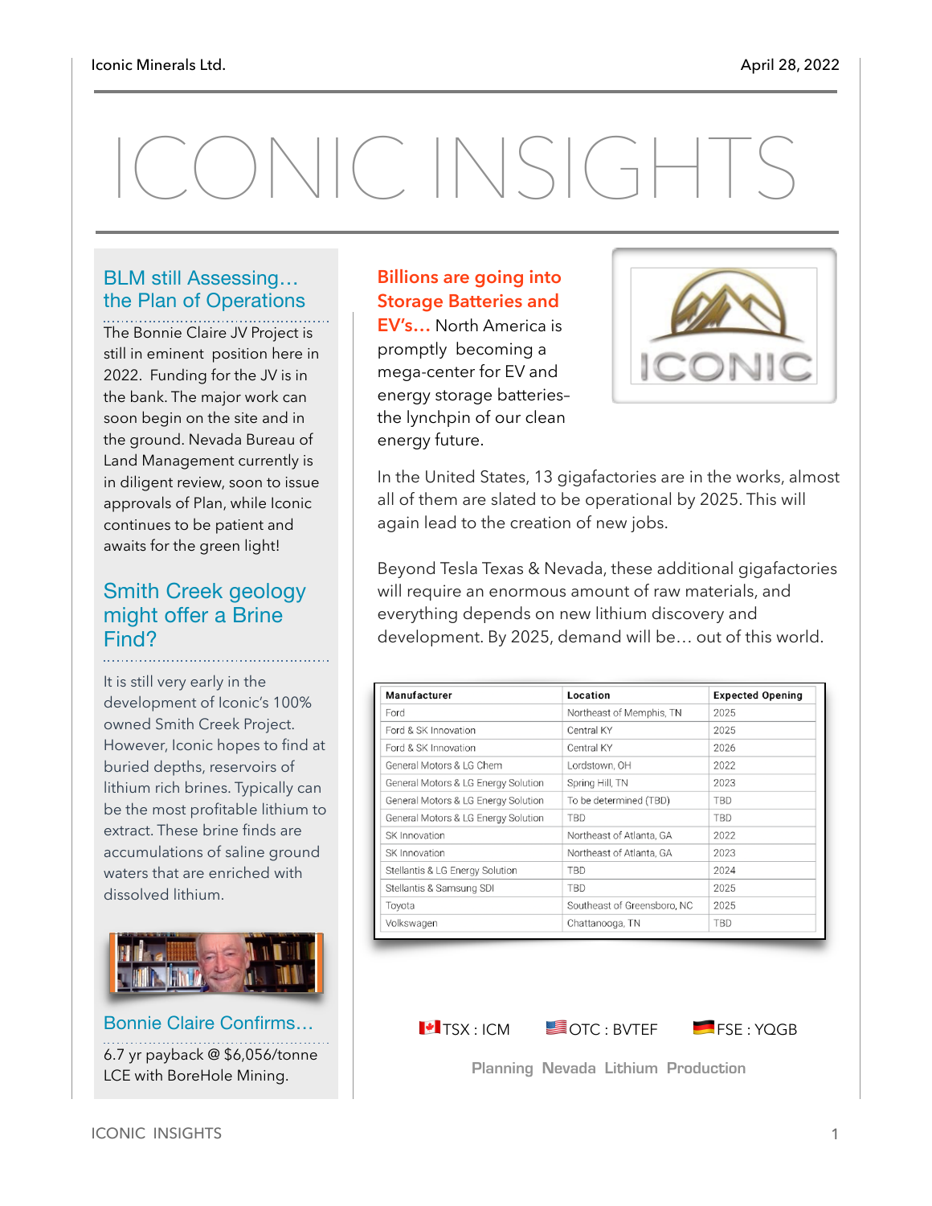# ICONIC INSIGHTS

## BLM still Assessing… the Plan of Operations

The Bonnie Claire JV Project is still in eminent position here in 2022. Funding for the JV is in the bank. The major work can soon begin on the site and in the ground. Nevada Bureau of Land Management currently is in diligent review, soon to issue approvals of Plan, while Iconic continues to be patient and awaits for the green light!

## Smith Creek geology might offer a Brine Find?

It is still very early in the development of Iconic's 100% owned Smith Creek Project. However, Iconic hopes to find at buried depths, reservoirs of lithium rich brines. Typically can be the most profitable lithium to extract. These brine finds are accumulations of saline ground waters that are enriched with dissolved lithium.

## Bonnie Claire Confirms…

6.7 yr payback @ $6,056/tonne LCE with BoreHole Mining.

**Billions are going into Storage Batteries and EV's…** North America is promptly becoming a mega-center for EV and energy storage batteries– the lynchpin of our clean energy future.

In the United States, 13 gigafactories are in the works, almost all of them are slated to be operational by 2025. This will again lead to the creation of new jobs.

Beyond Tesla Texas & Nevada, these additional gigafactories will require an enormous amount of raw materials, and everything depends on new lithium discovery and development. By 2025, demand will be… out of this world.

| Manufacturer | Location | Expected Opening |
|---|---|---|
| Ford | Northeast of Memphis, TN | 2025 |
| Ford & SK Innovation | Central KY | 2025 |
| Ford & SK Innovation | Central KY | 2026 |
| General Motors & LG Chem | Lordstown, OH | 2022 |
| General Motors & LG Energy Solution | Spring Hill, TN | 2023 |
| General Motors & LG Energy Solution | To be determined (TBD) | TBD |
| General Motors & LG Energy Solution | TBD | TBD |
| SK Innovation | Northeast of Atlanta, GA | 2022 |
| SK Innovation | Northeast of Atlanta, GA | 2023 |
| Stellantis & LG Energy Solution | TBD | 2024 |
| Stellantis & Samsung SDI | TBD | 2025 |
| Toyota | Southeast of Greensboro, NC | 2025 |
| Volkswagen | Chattanooga, TN | TBD |

TSX : ICM  OTC : BVTEF  FSE : YQGB

Planning Nevada Lithium Production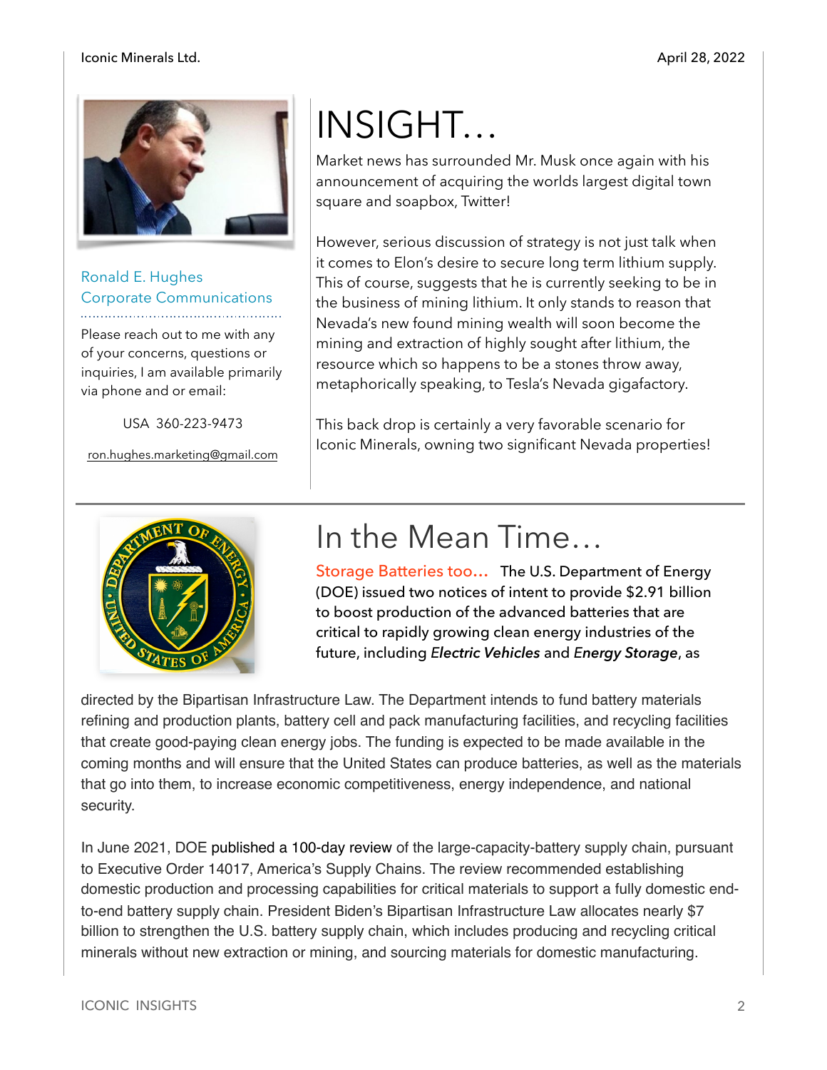Ronald E. Hughes
Corporate Communications

Please reach out to me with any of your concerns, questions or inquiries, I am available primarily via phone and or email:

USA 360-223-9473

ron.hughes.marketing@gmail.com

# INSIGHT…

Market news has surrounded Mr. Musk once again with his announcement of acquiring the worlds largest digital town square and soapbox, Twitter!

However, serious discussion of strategy is not just talk when it comes to Elon's desire to secure long term lithium supply. This of course, suggests that he is currently seeking to be in the business of mining lithium. It only stands to reason that Nevada's new found mining wealth will soon become the mining and extraction of highly sought after lithium, the resource which so happens to be a stones throw away, metaphorically speaking, to Tesla's Nevada gigafactory.

This back drop is certainly a very favorable scenario for Iconic Minerals, owning two significant Nevada properties!

# In the Mean Time…

Storage Batteries too… The U.S. Department of Energy (DOE) issued two notices of intent to provide $2.91 billion to boost production of the advanced batteries that are critical to rapidly growing clean energy industries of the future, including *Electric Vehicles* and *Energy Storage*, as directed by the Bipartisan Infrastructure Law. The Department intends to fund battery materials refining and production plants, battery cell and pack manufacturing facilities, and recycling facilities that create good-paying clean energy jobs. The funding is expected to be made available in the coming months and will ensure that the United States can produce batteries, as well as the materials that go into them, to increase economic competitiveness, energy independence, and national security.

In June 2021, DOE published a 100-day review of the large-capacity-battery supply chain, pursuant to Executive Order 14017, America's Supply Chains. The review recommended establishing domestic production and processing capabilities for critical materials to support a fully domestic end-to-end battery supply chain. President Biden's Bipartisan Infrastructure Law allocates nearly $7 billion to strengthen the U.S. battery supply chain, which includes producing and recycling critical minerals without new extraction or mining, and sourcing materials for domestic manufacturing.